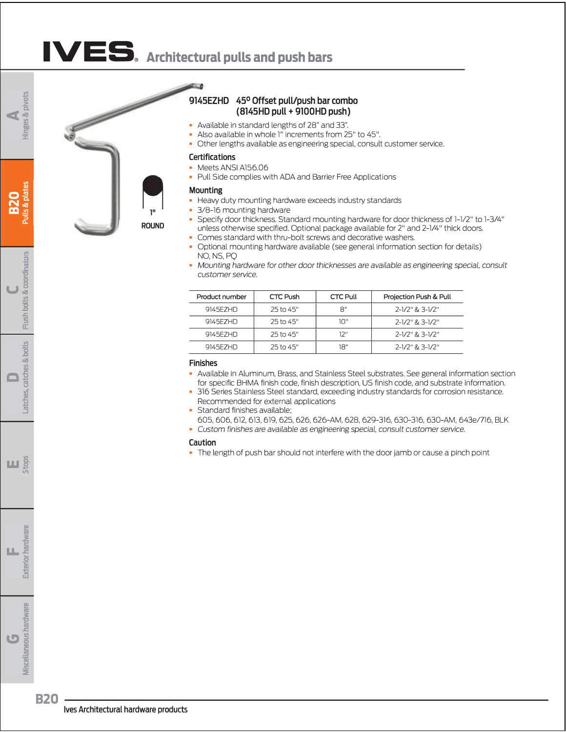# IVES® Architectural pulls and push bars

1"

ROUND

## 9145EZHD 45° Offset pull/push bar combo (8145HD pull + 9100HD push)

- Available in standard lengths of 28" and 33".
- Also available in whole 1" increments from 25" to 45".
- Other lengths available as engineering special, consult customer service.

### Certifications

- Meets ANSI A156.06
- Pull Side complies with ADA and Barrier Free Applications

### Mounting

- Heavy duty mounting hardware exceeds industry standards
- 3/8-16 mounting hardware
- Specify door thickness. Standard mounting hardware for door thickness of 1-1/2" to 1-3/4" unless otherwise specified. Optional package available for 2" and 2-1/4" thick doors.
- Comes standard with thru-bolt screws and decorative washers.
- Optional mounting hardware available (see general information section for details) NO, NS, PQ
- *Mounting hardware for other door thicknesses are available as engineering special, consult customer service.*

| Product number | CTC Push | CTC Pull | Projection Push & Pull |
|---|---|---|---|
| 9145EZHD | 25 to 45" | 8" | 2-1/2" & 3-1/2" |
| 9145EZHD | 25 to 45" | 10" | 2-1/2" & 3-1/2" |
| 9145EZHD | 25 to 45" | 12" | 2-1/2" & 3-1/2" |
| 9145EZHD | 25 to 45" | 18" | 2-1/2" & 3-1/2" |

### Finishes

- Available in Aluminum, Brass, and Stainless Steel substrates. See general information section for specific BHMA finish code, finish description, US finish code, and substrate information.
- 316 Series Stainless Steel standard, exceeding industry standards for corrosion resistance. Recommended for external applications
- Standard finishes available;
  605, 606, 612, 613, 619, 625, 626, 626-AM, 628, 629-316, 630-316, 630-AM, 643e/716, BLK
- *Custom finishes are available as engineering special, consult customer service.*

### Caution

- The length of push bar should not interfere with the door jamb or cause a pinch point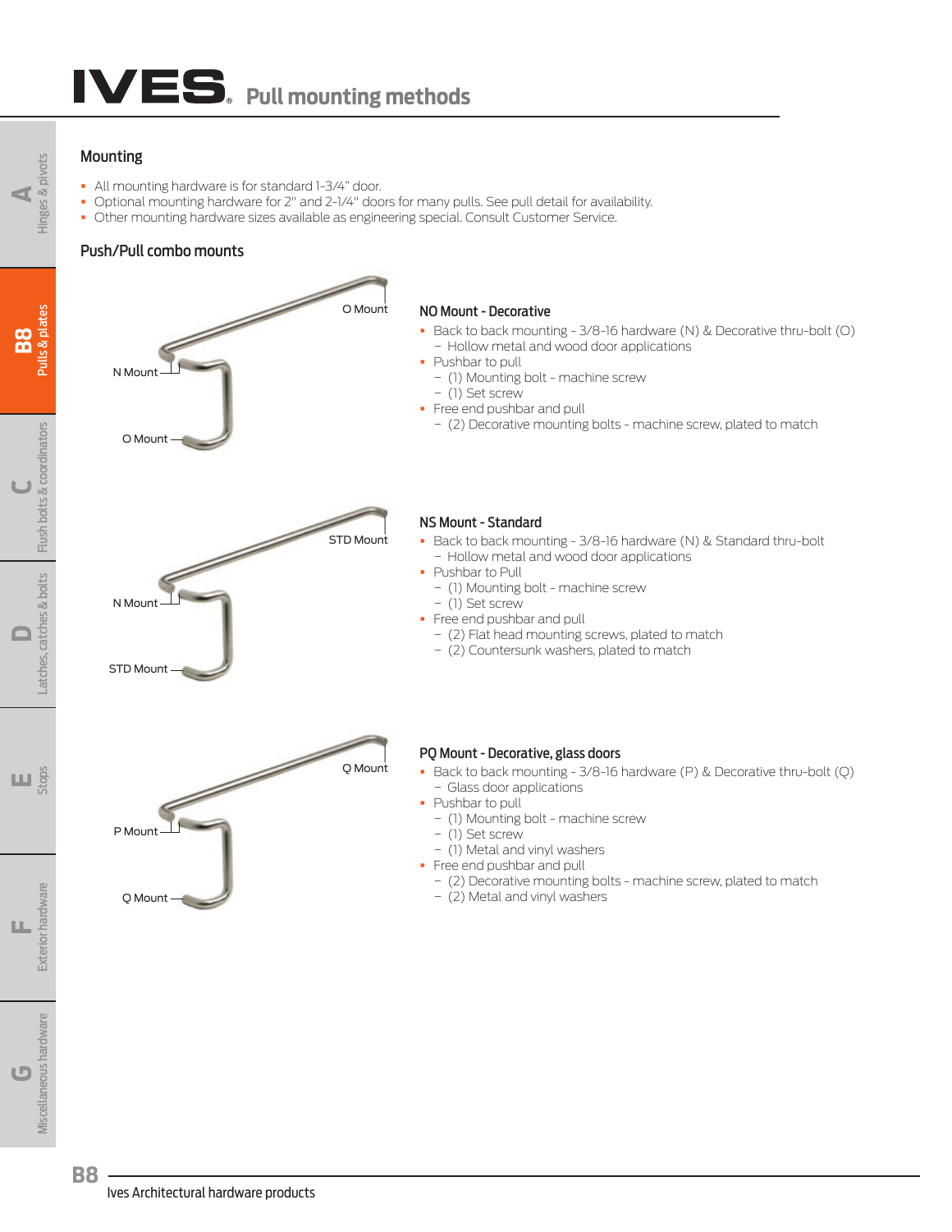# IVES Pull mounting methods

## Mounting

- All mounting hardware is for standard 1-3/4" door.
- Optional mounting hardware for 2" and 2-1/4" doors for many pulls. See pull detail for availability.
- Other mounting hardware sizes available as engineering special. Consult Customer Service.

## Push/Pull combo mounts

O Mount

N Mount

O Mount

### NO Mount - Decorative

- Back to back mounting - 3/8-16 hardware (N) & Decorative thru-bolt (O)
  - Hollow metal and wood door applications
- Pushbar to pull
  - (1) Mounting bolt - machine screw
  - (1) Set screw
- Free end pushbar and pull
  - (2) Decorative mounting bolts - machine screw, plated to match

STD Mount

N Mount

STD Mount

### NS Mount - Standard

- Back to back mounting - 3/8-16 hardware (N) & Standard thru-bolt
  - Hollow metal and wood door applications
- Pushbar to Pull
  - (1) Mounting bolt - machine screw
  - (1) Set screw
- Free end pushbar and pull
  - (2) Flat head mounting screws, plated to match
  - (2) Countersunk washers, plated to match

Q Mount

P Mount

Q Mount

### PQ Mount - Decorative, glass doors

- Back to back mounting - 3/8-16 hardware (P) & Decorative thru-bolt (Q)
  - Glass door applications
- Pushbar to pull
  - (1) Mounting bolt - machine screw
  - (1) Set screw
  - (1) Metal and vinyl washers
- Free end pushbar and pull
  - (2) Decorative mounting bolts - machine screw, plated to match
  - (2) Metal and vinyl washers